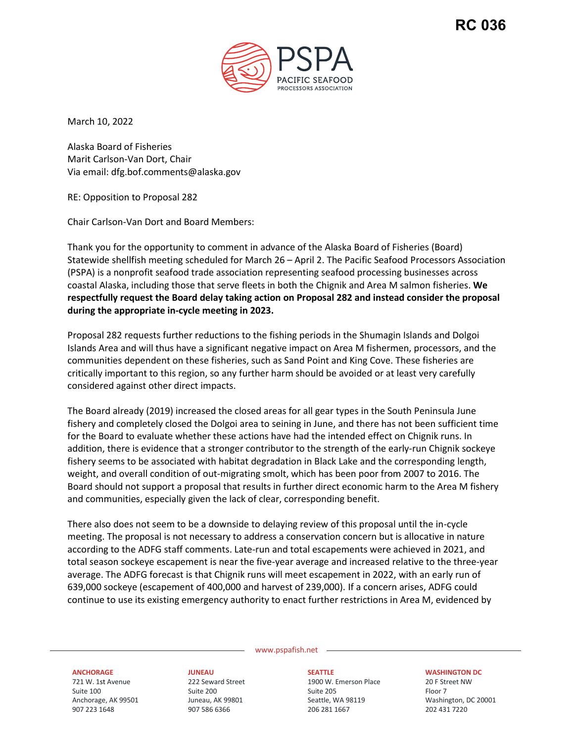RC 036

PSPA
PACIFIC SEAFOOD
PROCESSORS ASSOCIATION

March 10, 2022

Alaska Board of Fisheries
Marit Carlson-Van Dort, Chair
Via email: dfg.bof.comments@alaska.gov

RE: Opposition to Proposal 282

Chair Carlson-Van Dort and Board Members:

Thank you for the opportunity to comment in advance of the Alaska Board of Fisheries (Board) Statewide shellfish meeting scheduled for March 26 – April 2. The Pacific Seafood Processors Association (PSPA) is a nonprofit seafood trade association representing seafood processing businesses across coastal Alaska, including those that serve fleets in both the Chignik and Area M salmon fisheries. **We respectfully request the Board delay taking action on Proposal 282 and instead consider the proposal during the appropriate in-cycle meeting in 2023.**

Proposal 282 requests further reductions to the fishing periods in the Shumagin Islands and Dolgoi Islands Area and will thus have a significant negative impact on Area M fishermen, processors, and the communities dependent on these fisheries, such as Sand Point and King Cove. These fisheries are critically important to this region, so any further harm should be avoided or at least very carefully considered against other direct impacts.

The Board already (2019) increased the closed areas for all gear types in the South Peninsula June fishery and completely closed the Dolgoi area to seining in June, and there has not been sufficient time for the Board to evaluate whether these actions have had the intended effect on Chignik runs. In addition, there is evidence that a stronger contributor to the strength of the early-run Chignik sockeye fishery seems to be associated with habitat degradation in Black Lake and the corresponding length, weight, and overall condition of out-migrating smolt, which has been poor from 2007 to 2016. The Board should not support a proposal that results in further direct economic harm to the Area M fishery and communities, especially given the lack of clear, corresponding benefit.

There also does not seem to be a downside to delaying review of this proposal until the in-cycle meeting. The proposal is not necessary to address a conservation concern but is allocative in nature according to the ADFG staff comments. Late-run and total escapements were achieved in 2021, and total season sockeye escapement is near the five-year average and increased relative to the three-year average. The ADFG forecast is that Chignik runs will meet escapement in 2022, with an early run of 639,000 sockeye (escapement of 400,000 and harvest of 239,000). If a concern arises, ADFG could continue to use its existing emergency authority to enact further restrictions in Area M, evidenced by

www.pspafish.net

**ANCHORAGE**
721 W. 1st Avenue
Suite 100
Anchorage, AK 99501
907 223 1648

**JUNEAU**
222 Seward Street
Suite 200
Juneau, AK 99801
907 586 6366

**SEATTLE**
1900 W. Emerson Place
Suite 205
Seattle, WA 98119
206 281 1667

**WASHINGTON DC**
20 F Street NW
Floor 7
Washington, DC 20001
202 431 7220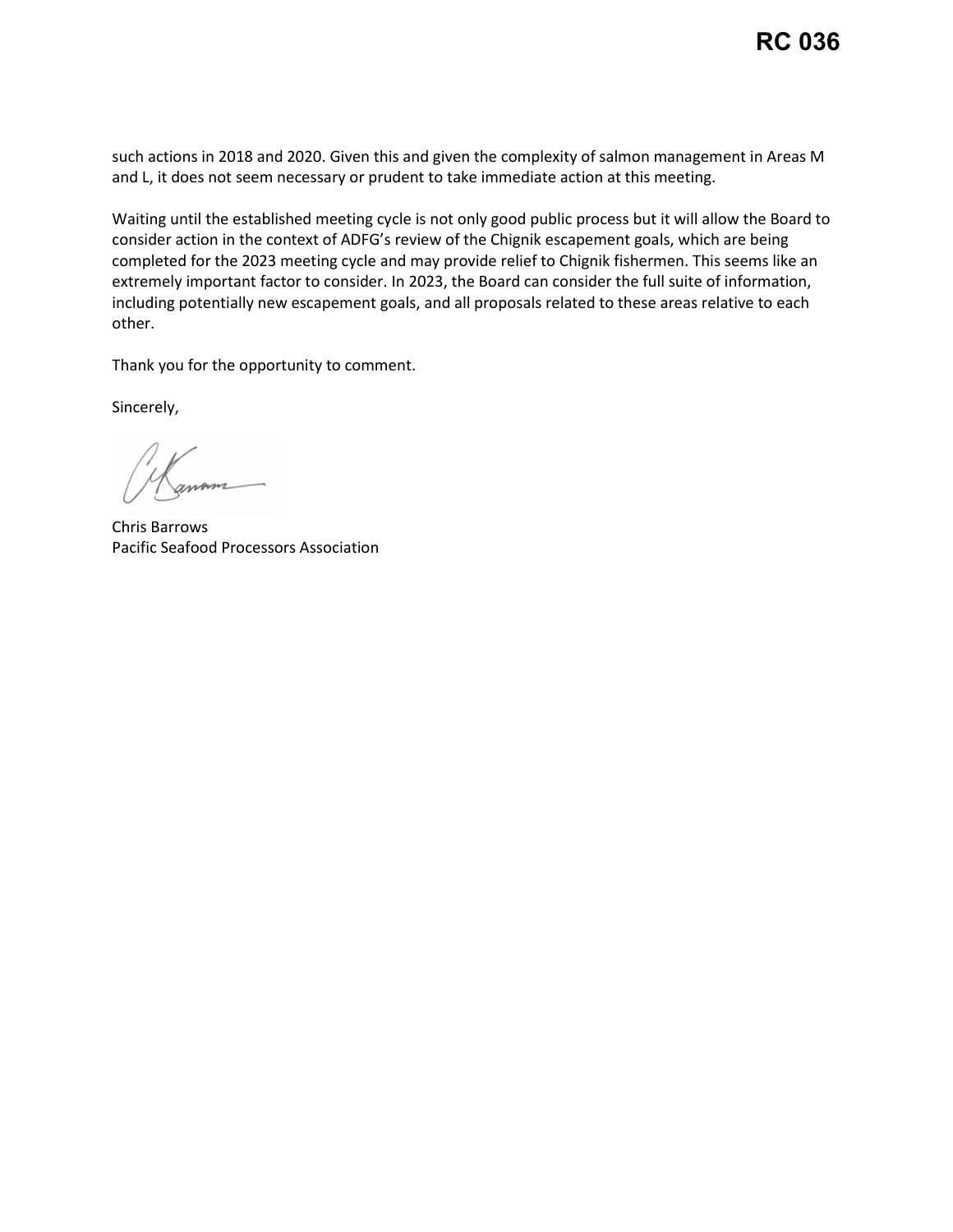such actions in 2018 and 2020. Given this and given the complexity of salmon management in Areas M and L, it does not seem necessary or prudent to take immediate action at this meeting.

Waiting until the established meeting cycle is not only good public process but it will allow the Board to consider action in the context of ADFG's review of the Chignik escapement goals, which are being completed for the 2023 meeting cycle and may provide relief to Chignik fishermen. This seems like an extremely important factor to consider. In 2023, the Board can consider the full suite of information, including potentially new escapement goals, and all proposals related to these areas relative to each other.

Thank you for the opportunity to comment.

Sincerely,

Chris Barrows
Pacific Seafood Processors Association